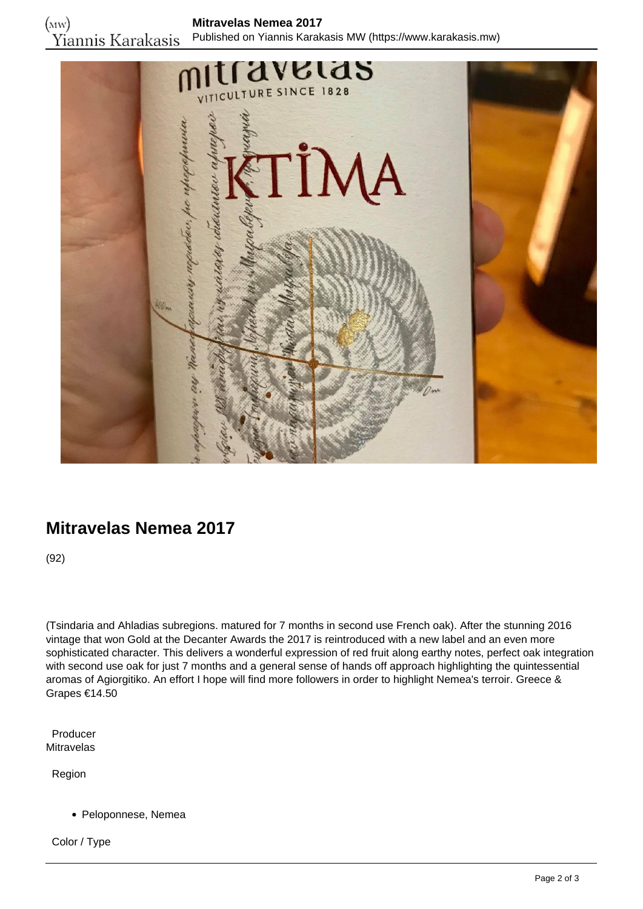## Mitravelas Nemea 2017

(92)

(Tsindaria and Ahladias subregions. matured for 7 months in second use French oak). After the stunning 2016 vintage that won Gold at the Decanter Awards the 2017 is reintroduced with a new label and an even more sophisticated character. This delivers a wonderful expression of red fruit along earthy notes, perfect oak integration with second use oak for just 7 months and a general sense of hands off approach highlighting the quintessential aromas of Agiorgitiko. An effort I hope will find more followers in order to highlight Nemea's terroir. Greece & Grapes €14.50

Producer
Mitravelas

Region

- Peloponnese, Nemea

Color / Type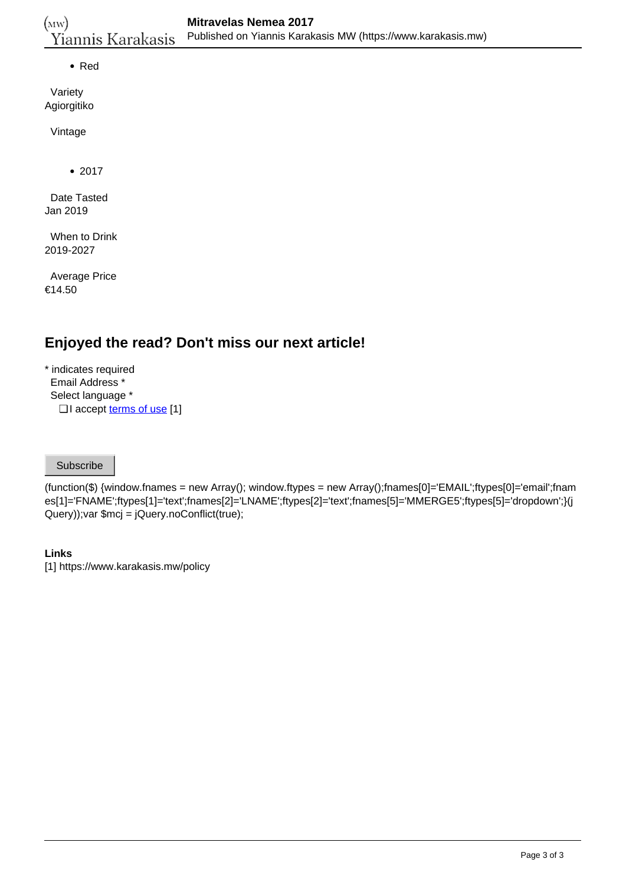- Red

Variety
Agiorgitiko

Vintage

- 2017

Date Tasted
Jan 2019

When to Drink
2019-2027

Average Price
€14.50

## Enjoyed the read? Don't miss our next article!

* indicates required
Email Address *
Select language *
❑I accept terms of use [1]

Subscribe

```
(function($) {window.fnames = new Array(); window.ftypes = new Array();fnames[0]='EMAIL';ftypes[0]='email';fnames[1]='FNAME';ftypes[1]='text';fnames[2]='LNAME';ftypes[2]='text';fnames[5]='MMERGE5';ftypes[5]='dropdown';}(jQuery));var $mcj = jQuery.noConflict(true);
```

**Links**
[1] https://www.karakasis.mw/policy